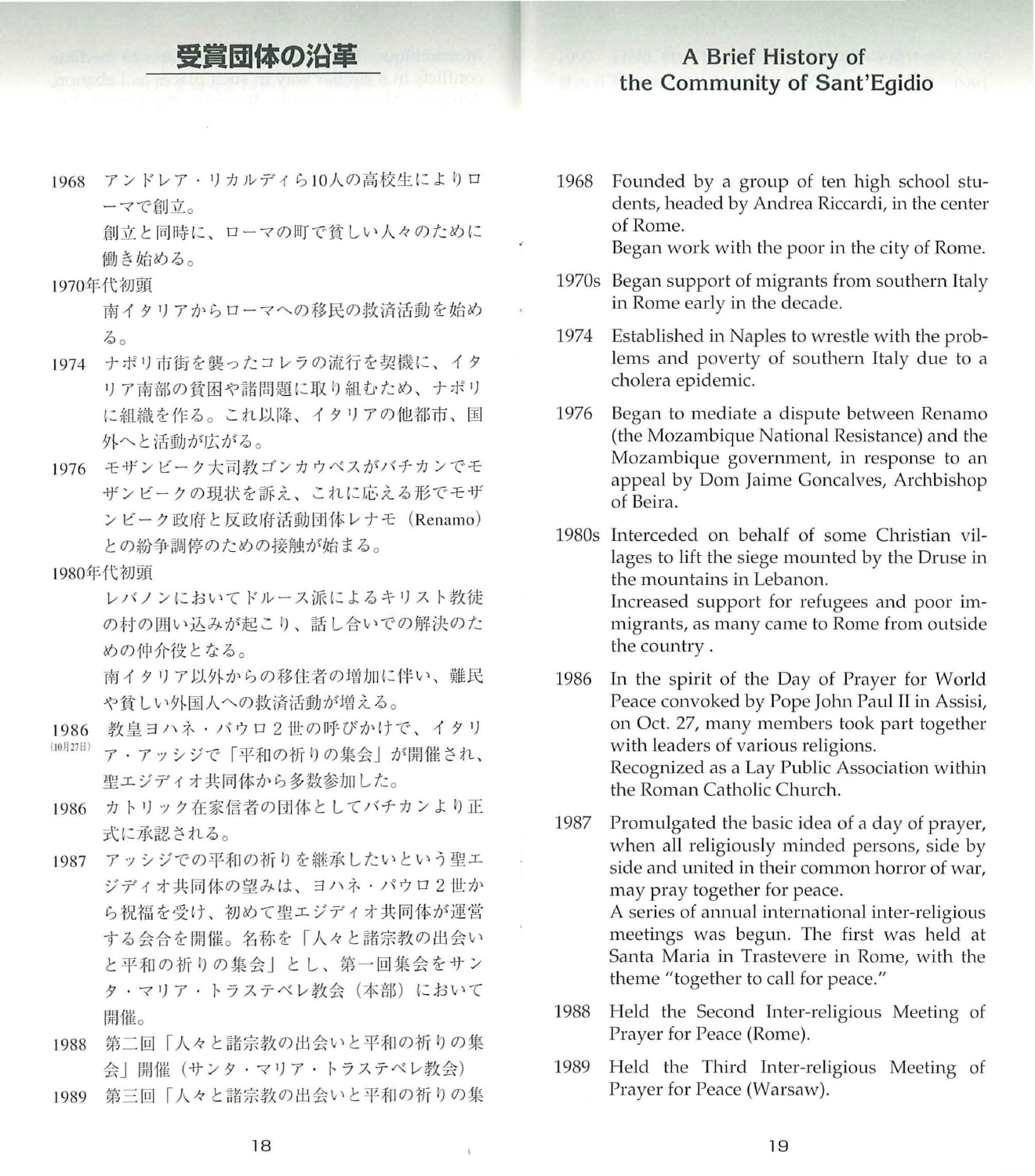# 受賞団体の沿革

1968 アンドレア・リカルディら10人の高校生によりローマで創立。
創立と同時に、ローマの町で貧しい人々のために働き始める。

1970年代初頭
南イタリアからローマへの移民の救済活動を始める。

1974 ナポリ市街を襲ったコレラの流行を契機に、イタリア南部の貧困や諸問題に取り組むため、ナポリに組織を作る。これ以降、イタリアの他都市、国外へと活動が広がる。

1976 モザンビーク大司教ゴンカウベスがバチカンでモザンビークの現状を訴え、これに応える形でモザンビーク政府と反政府活動団体レナモ（Renamo）との紛争調停のための接触が始まる。

1980年代初頭
レバノンにおいてドルース派によるキリスト教徒の村の囲い込みが起こり、話し合いでの解決のための仲介役となる。
南イタリア以外からの移住者の増加に伴い、難民や貧しい外国人への救済活動が増える。

1986（10月27日） 教皇ヨハネ・パウロ２世の呼びかけで、イタリア・アッシジで「平和の祈りの集会」が開催され、聖エジディオ共同体から多数参加した。

1986 カトリック在家信者の団体としてバチカンより正式に承認される。

1987 アッシジでの平和の祈りを継承したいという聖エジディオ共同体の望みは、ヨハネ・パウロ２世から祝福を受け、初めて聖エジディオ共同体が運営する会合を開催。名称を「人々と諸宗教の出会いと平和の祈りの集会」とし、第一回集会をサンタ・マリア・トラステベレ教会（本部）において開催。

1988 第二回「人々と諸宗教の出会いと平和の祈りの集会」開催（サンタ・マリア・トラステベレ教会）

1989 第三回「人々と諸宗教の出会いと平和の祈りの集

# A Brief History of the Community of Sant'Egidio

1968 Founded by a group of ten high school students, headed by Andrea Riccardi, in the center of Rome.
Began work with the poor in the city of Rome.

1970s Began support of migrants from southern Italy in Rome early in the decade.

1974 Established in Naples to wrestle with the problems and poverty of southern Italy due to a cholera epidemic.

1976 Began to mediate a dispute between Renamo (the Mozambique National Resistance) and the Mozambique government, in response to an appeal by Dom Jaime Goncalves, Archbishop of Beira.

1980s Interceded on behalf of some Christian villages to lift the siege mounted by the Druse in the mountains in Lebanon.
Increased support for refugees and poor immigrants, as many came to Rome from outside the country .

1986 In the spirit of the Day of Prayer for World Peace convoked by Pope John Paul II in Assisi, on Oct. 27, many members took part together with leaders of various religions.
Recognized as a Lay Public Association within the Roman Catholic Church.

1987 Promulgated the basic idea of a day of prayer, when all religiously minded persons, side by side and united in their common horror of war, may pray together for peace.
A series of annual international inter-religious meetings was begun. The first was held at Santa Maria in Trastevere in Rome, with the theme "together to call for peace."

1988 Held the Second Inter-religious Meeting of Prayer for Peace (Rome).

1989 Held the Third Inter-religious Meeting of Prayer for Peace (Warsaw).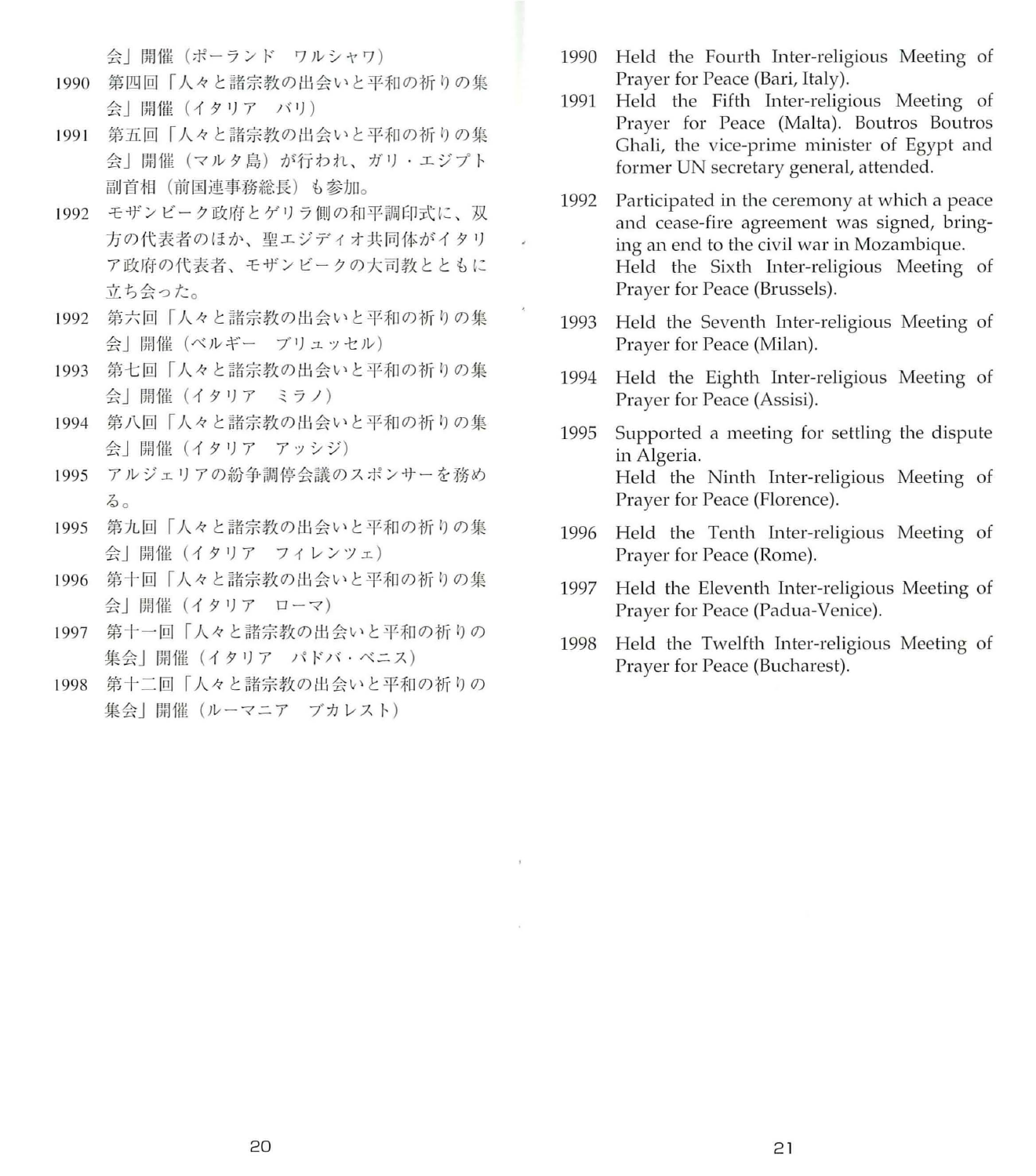会」開催（ポーランド　ワルシャワ）

1990 第四回「人々と諸宗教の出会いと平和の祈りの集会」開催（イタリア　バリ）

1991 第五回「人々と諸宗教の出会いと平和の祈りの集会」開催（マルタ島）が行われ、ガリ・エジプト副首相（前国連事務総長）も参加。

1992 モザンビーク政府とゲリラ側の和平調印式に、双方の代表者のほか、聖エジディオ共同体がイタリア政府の代表者、モザンビークの大司教とともに立ち会った。

1992 第六回「人々と諸宗教の出会いと平和の祈りの集会」開催（ベルギー　ブリュッセル）

1993 第七回「人々と諸宗教の出会いと平和の祈りの集会」開催（イタリア　ミラノ）

1994 第八回「人々と諸宗教の出会いと平和の祈りの集会」開催（イタリア　アッシジ）

1995 アルジェリアの紛争調停会議のスポンサーを務める。

1995 第九回「人々と諸宗教の出会いと平和の祈りの集会」開催（イタリア　フィレンツェ）

1996 第十回「人々と諸宗教の出会いと平和の祈りの集会」開催（イタリア　ローマ）

1997 第十一回「人々と諸宗教の出会いと平和の祈りの集会」開催（イタリア　パドバ・ベニス）

1998 第十二回「人々と諸宗教の出会いと平和の祈りの集会」開催（ルーマニア　ブカレスト）

1990 Held the Fourth Inter-religious Meeting of Prayer for Peace (Bari, Italy).

1991 Held the Fifth Inter-religious Meeting of Prayer for Peace (Malta). Boutros Boutros Ghali, the vice-prime minister of Egypt and former UN secretary general, attended.

1992 Participated in the ceremony at which a peace and cease-fire agreement was signed, bringing an end to the civil war in Mozambique.
Held the Sixth Inter-religious Meeting of Prayer for Peace (Brussels).

1993 Held the Seventh Inter-religious Meeting of Prayer for Peace (Milan).

1994 Held the Eighth Inter-religious Meeting of Prayer for Peace (Assisi).

1995 Supported a meeting for settling the dispute in Algeria.
Held the Ninth Inter-religious Meeting of Prayer for Peace (Florence).

1996 Held the Tenth Inter-religious Meeting of Prayer for Peace (Rome).

1997 Held the Eleventh Inter-religious Meeting of Prayer for Peace (Padua-Venice).

1998 Held the Twelfth Inter-religious Meeting of Prayer for Peace (Bucharest).